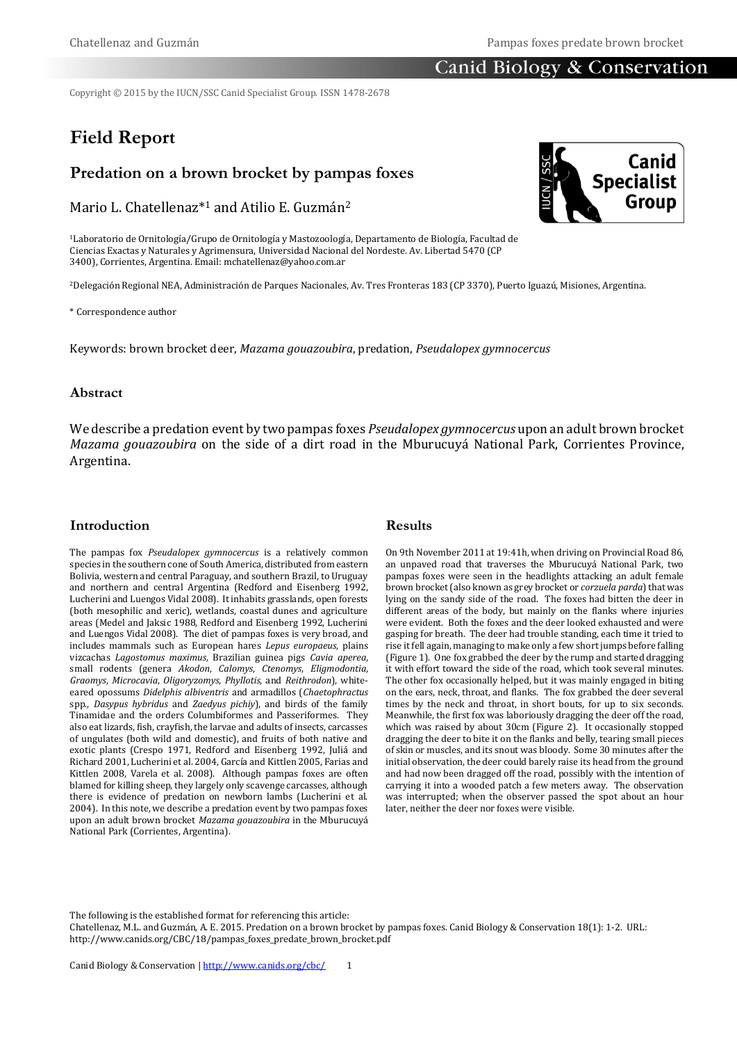Copyright © 2015 by the IUCN/SSC Canid Specialist Group. ISSN 1478-2678

# Field Report

## Predation on a brown brocket by pampas foxes

Mario L. Chatellenaz*[1] and Atilio E. Guzmán[2]

[1]Laboratorio de Ornitología/Grupo de Ornitología y Mastozoología, Departamento de Biología, Facultad de Ciencias Exactas y Naturales y Agrimensura, Universidad Nacional del Nordeste. Av. Libertad 5470 (CP 3400), Corrientes, Argentina. Email: mchatellenaz@yahoo.com.ar

[2]Delegación Regional NEA, Administración de Parques Nacionales, Av. Tres Fronteras 183 (CP 3370), Puerto Iguazú, Misiones, Argentina.

* Correspondence author

Keywords: brown brocket deer, *Mazama gouazoubira*, predation, *Pseudalopex gymnocercus*

### Abstract

We describe a predation event by two pampas foxes *Pseudalopex gymnocercus* upon an adult brown brocket *Mazama gouazoubira* on the side of a dirt road in the Mburucuyá National Park, Corrientes Province, Argentina.

### Introduction

The pampas fox *Pseudalopex gymnocercus* is a relatively common species in the southern cone of South America, distributed from eastern Bolivia, western and central Paraguay, and southern Brazil, to Uruguay and northern and central Argentina (Redford and Eisenberg 1992, Lucherini and Luengos Vidal 2008). It inhabits grasslands, open forests (both mesophilic and xeric), wetlands, coastal dunes and agriculture areas (Medel and Jaksic 1988, Redford and Eisenberg 1992, Lucherini and Luengos Vidal 2008). The diet of pampas foxes is very broad, and includes mammals such as European hares *Lepus europaeus*, plains vizcachas *Lagostomus maximus*, Brazilian guinea pigs *Cavia aperea*, small rodents (genera *Akodon*, *Calomys*, *Ctenomys*, *Eligmodontia*, *Graomys*, *Microcavia*, *Oligoryzomys*, *Phyllotis*, and *Reithrodon*), white-eared opossums *Didelphis albiventris* and armadillos (*Chaetophractus* spp., *Dasypus hybridus* and *Zaedyus pichiy*), and birds of the family Tinamidae and the orders Columbiformes and Passeriformes. They also eat lizards, fish, crayfish, the larvae and adults of insects, carcasses of ungulates (both wild and domestic), and fruits of both native and exotic plants (Crespo 1971, Redford and Eisenberg 1992, Juliá and Richard 2001, Lucherini et al. 2004, García and Kittlen 2005, Farias and Kittlen 2008, Varela et al. 2008). Although pampas foxes are often blamed for killing sheep, they largely only scavenge carcasses, although there is evidence of predation on newborn lambs (Lucherini et al. 2004). In this note, we describe a predation event by two pampas foxes upon an adult brown brocket *Mazama gouazoubira* in the Mburucuyá National Park (Corrientes, Argentina).

### Results

On 9th November 2011 at 19:41h, when driving on Provincial Road 86, an unpaved road that traverses the Mburucuyá National Park, two pampas foxes were seen in the headlights attacking an adult female brown brocket (also known as grey brocket or *corzuela parda*) that was lying on the sandy side of the road. The foxes had bitten the deer in different areas of the body, but mainly on the flanks where injuries were evident. Both the foxes and the deer looked exhausted and were gasping for breath. The deer had trouble standing, each time it tried to rise it fell again, managing to make only a few short jumps before falling (Figure 1). One fox grabbed the deer by the rump and started dragging it with effort toward the side of the road, which took several minutes. The other fox occasionally helped, but it was mainly engaged in biting on the ears, neck, throat, and flanks. The fox grabbed the deer several times by the neck and throat, in short bouts, for up to six seconds. Meanwhile, the first fox was laboriously dragging the deer off the road, which was raised by about 30cm (Figure 2). It occasionally stopped dragging the deer to bite it on the flanks and belly, tearing small pieces of skin or muscles, and its snout was bloody. Some 30 minutes after the initial observation, the deer could barely raise its head from the ground and had now been dragged off the road, possibly with the intention of carrying it into a wooded patch a few meters away. The observation was interrupted; when the observer passed the spot about an hour later, neither the deer nor foxes were visible.

The following is the established format for referencing this article:
Chatellenaz, M.L. and Guzmán, A. E. 2015. Predation on a brown brocket by pampas foxes. Canid Biology & Conservation 18(1): 1-2. URL: http://www.canids.org/CBC/18/pampas_foxes_predate_brown_brocket.pdf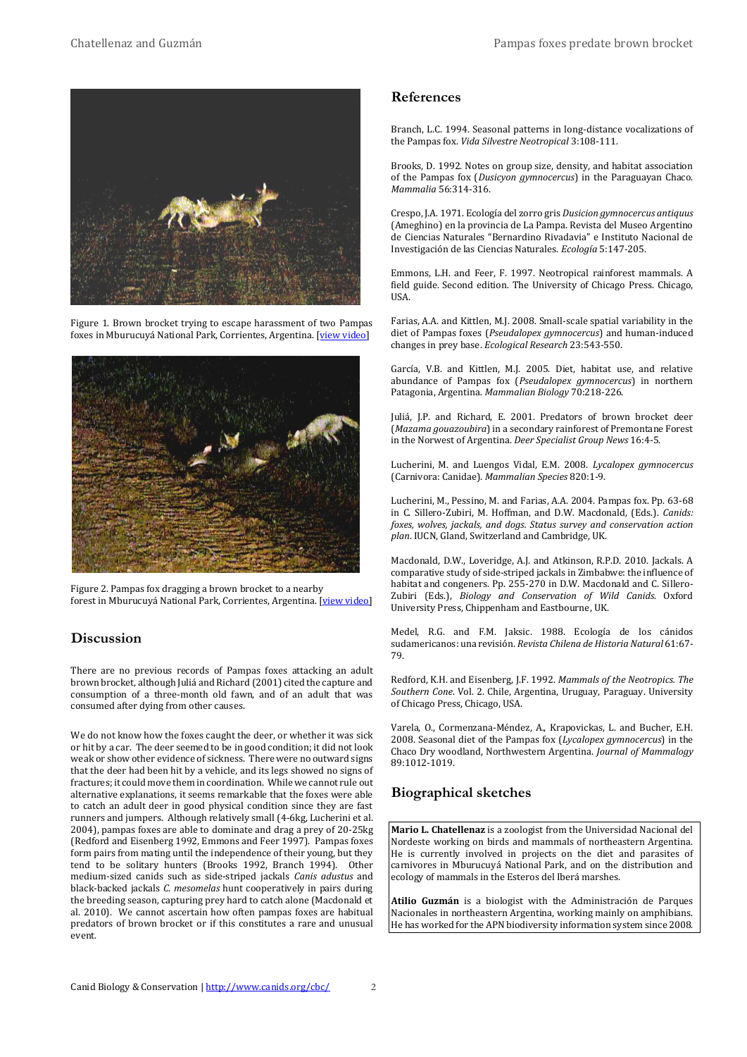Figure 1. Brown brocket trying to escape harassment of two Pampas foxes in Mburucuyá National Park, Corrientes, Argentina. [view video]

Figure 2. Pampas fox dragging a brown brocket to a nearby forest in Mburucuyá National Park, Corrientes, Argentina. [view video]

## Discussion

There are no previous records of Pampas foxes attacking an adult brown brocket, although Juliá and Richard (2001) cited the capture and consumption of a three-month old fawn, and of an adult that was consumed after dying from other causes.

We do not know how the foxes caught the deer, or whether it was sick or hit by a car. The deer seemed to be in good condition; it did not look weak or show other evidence of sickness. There were no outward signs that the deer had been hit by a vehicle, and its legs showed no signs of fractures; it could move them in coordination. While we cannot rule out alternative explanations, it seems remarkable that the foxes were able to catch an adult deer in good physical condition since they are fast runners and jumpers. Although relatively small (4-6kg, Lucherini et al. 2004), pampas foxes are able to dominate and drag a prey of 20-25kg (Redford and Eisenberg 1992, Emmons and Feer 1997). Pampas foxes form pairs from mating until the independence of their young, but they tend to be solitary hunters (Brooks 1992, Branch 1994). Other medium-sized canids such as side-striped jackals *Canis adustus* and black-backed jackals *C. mesomelas* hunt cooperatively in pairs during the breeding season, capturing prey hard to catch alone (Macdonald et al. 2010). We cannot ascertain how often pampas foxes are habitual predators of brown brocket or if this constitutes a rare and unusual event.

## References

Branch, L.C. 1994. Seasonal patterns in long-distance vocalizations of the Pampas fox. *Vida Silvestre Neotropical* 3:108-111.

Brooks, D. 1992. Notes on group size, density, and habitat association of the Pampas fox (*Dusicyon gymnocercus*) in the Paraguayan Chaco. *Mammalia* 56:314-316.

Crespo, J.A. 1971. Ecología del zorro gris *Dusicion gymnocercus antiquus* (Ameghino) en la provincia de La Pampa. Revista del Museo Argentino de Ciencias Naturales "Bernardino Rivadavia" e Instituto Nacional de Investigación de las Ciencias Naturales. *Ecología* 5:147-205.

Emmons, L.H. and Feer, F. 1997. Neotropical rainforest mammals. A field guide. Second edition. The University of Chicago Press. Chicago, USA.

Farias, A.A. and Kittlen, M.J. 2008. Small-scale spatial variability in the diet of Pampas foxes (*Pseudalopex gymnocercus*) and human-induced changes in prey base. *Ecological Research* 23:543-550.

García, V.B. and Kittlen, M.J. 2005. Diet, habitat use, and relative abundance of Pampas fox (*Pseudalopex gymnocercus*) in northern Patagonia, Argentina. *Mammalian Biology* 70:218-226.

Juliá, J.P. and Richard, E. 2001. Predators of brown brocket deer (*Mazama gouazoubira*) in a secondary rainforest of Premontane Forest in the Norwest of Argentina. *Deer Specialist Group News* 16:4-5.

Lucherini, M. and Luengos Vidal, E.M. 2008. *Lycalopex gymnocercus* (Carnivora: Canidae). *Mammalian Species* 820:1-9.

Lucherini, M., Pessino, M. and Farias, A.A. 2004. Pampas fox. Pp. 63-68 in C. Sillero-Zubiri, M. Hoffman, and D.W. Macdonald, (Eds.). *Canids: foxes, wolves, jackals, and dogs. Status survey and conservation action plan*. IUCN, Gland, Switzerland and Cambridge, UK.

Macdonald, D.W., Loveridge, A.J. and Atkinson, R.P.D. 2010. Jackals. A comparative study of side-striped jackals in Zimbabwe: the influence of habitat and congeners. Pp. 255-270 in D.W. Macdonald and C. Sillero-Zubiri (Eds.), *Biology and Conservation of Wild Canids*. Oxford University Press, Chippenham and Eastbourne, UK.

Medel, R.G. and F.M. Jaksic. 1988. Ecología de los cánidos sudamericanos: una revisión. *Revista Chilena de Historia Natural* 61:67-79.

Redford, K.H. and Eisenberg, J.F. 1992. *Mammals of the Neotropics. The Southern Cone*. Vol. 2. Chile, Argentina, Uruguay, Paraguay. University of Chicago Press, Chicago, USA.

Varela, O., Cormenzana-Méndez, A., Krapovickas, L. and Bucher, E.H. 2008. Seasonal diet of the Pampas fox (*Lycalopex gymnocercus*) in the Chaco Dry woodland, Northwestern Argentina. *Journal of Mammalogy* 89:1012-1019.

## Biographical sketches

**Mario L. Chatellenaz** is a zoologist from the Universidad Nacional del Nordeste working on birds and mammals of northeastern Argentina. He is currently involved in projects on the diet and parasites of carnivores in Mburucuyá National Park, and on the distribution and ecology of mammals in the Esteros del Iberá marshes.

**Atilio Guzmán** is a biologist with the Administración de Parques Nacionales in northeastern Argentina, working mainly on amphibians. He has worked for the APN biodiversity information system since 2008.